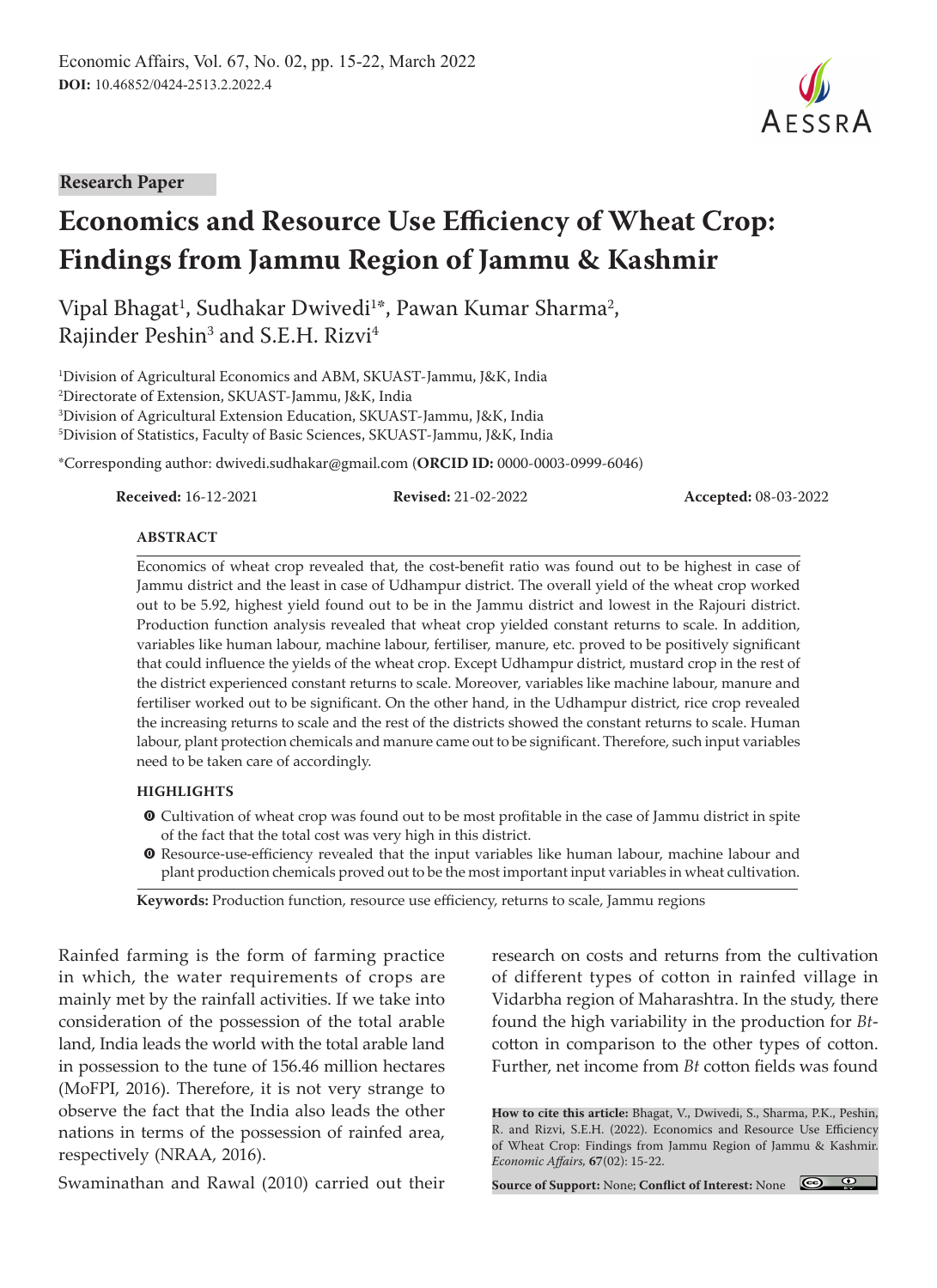Research Paper

# Economics and Resource Use Efficiency of Wheat Crop: Findings from Jammu Region of Jammu & Kashmir

Vipal Bhagat[1], Sudhakar Dwivedi[1*], Pawan Kumar Sharma[2], Rajinder Peshin[3] and S.E.H. Rizvi[4]

[1]Division of Agricultural Economics and ABM, SKUAST-Jammu, J&K, India
[2]Directorate of Extension, SKUAST-Jammu, J&K, India
[3]Division of Agricultural Extension Education, SKUAST-Jammu, J&K, India
[5]Division of Statistics, Faculty of Basic Sciences, SKUAST-Jammu, J&K, India

*Corresponding author: dwivedi.sudhakar@gmail.com (**ORCID ID:** 0000-0003-0999-6046)

**Received:** 16-12-2021 **Revised:** 21-02-2022 **Accepted:** 08-03-2022

## ABSTRACT

Economics of wheat crop revealed that, the cost-benefit ratio was found out to be highest in case of Jammu district and the least in case of Udhampur district. The overall yield of the wheat crop worked out to be 5.92, highest yield found out to be in the Jammu district and lowest in the Rajouri district. Production function analysis revealed that wheat crop yielded constant returns to scale. In addition, variables like human labour, machine labour, fertiliser, manure, etc. proved to be positively significant that could influence the yields of the wheat crop. Except Udhampur district, mustard crop in the rest of the district experienced constant returns to scale. Moreover, variables like machine labour, manure and fertiliser worked out to be significant. On the other hand, in the Udhampur district, rice crop revealed the increasing returns to scale and the rest of the districts showed the constant returns to scale. Human labour, plant protection chemicals and manure came out to be significant. Therefore, such input variables need to be taken care of accordingly.

## HIGHLIGHTS

- Cultivation of wheat crop was found out to be most profitable in the case of Jammu district in spite of the fact that the total cost was very high in this district.
- Resource-use-efficiency revealed that the input variables like human labour, machine labour and plant production chemicals proved out to be the most important input variables in wheat cultivation.

**Keywords:** Production function, resource use efficiency, returns to scale, Jammu regions

Rainfed farming is the form of farming practice in which, the water requirements of crops are mainly met by the rainfall activities. If we take into consideration of the possession of the total arable land, India leads the world with the total arable land in possession to the tune of 156.46 million hectares (MoFPI, 2016). Therefore, it is not very strange to observe the fact that the India also leads the other nations in terms of the possession of rainfed area, respectively (NRAA, 2016).

Swaminathan and Rawal (2010) carried out their research on costs and returns from the cultivation of different types of cotton in rainfed village in Vidarbha region of Maharashtra. In the study, there found the high variability in the production for *Bt*-cotton in comparison to the other types of cotton. Further, net income from *Bt* cotton fields was found

**How to cite this article:** Bhagat, V., Dwivedi, S., Sharma, P.K., Peshin, R. and Rizvi, S.E.H. (2022). Economics and Resource Use Efficiency of Wheat Crop: Findings from Jammu Region of Jammu & Kashmir. *Economic Affairs*, **67**(02): 15-22.

**Source of Support:** None; **Conflict of Interest:** None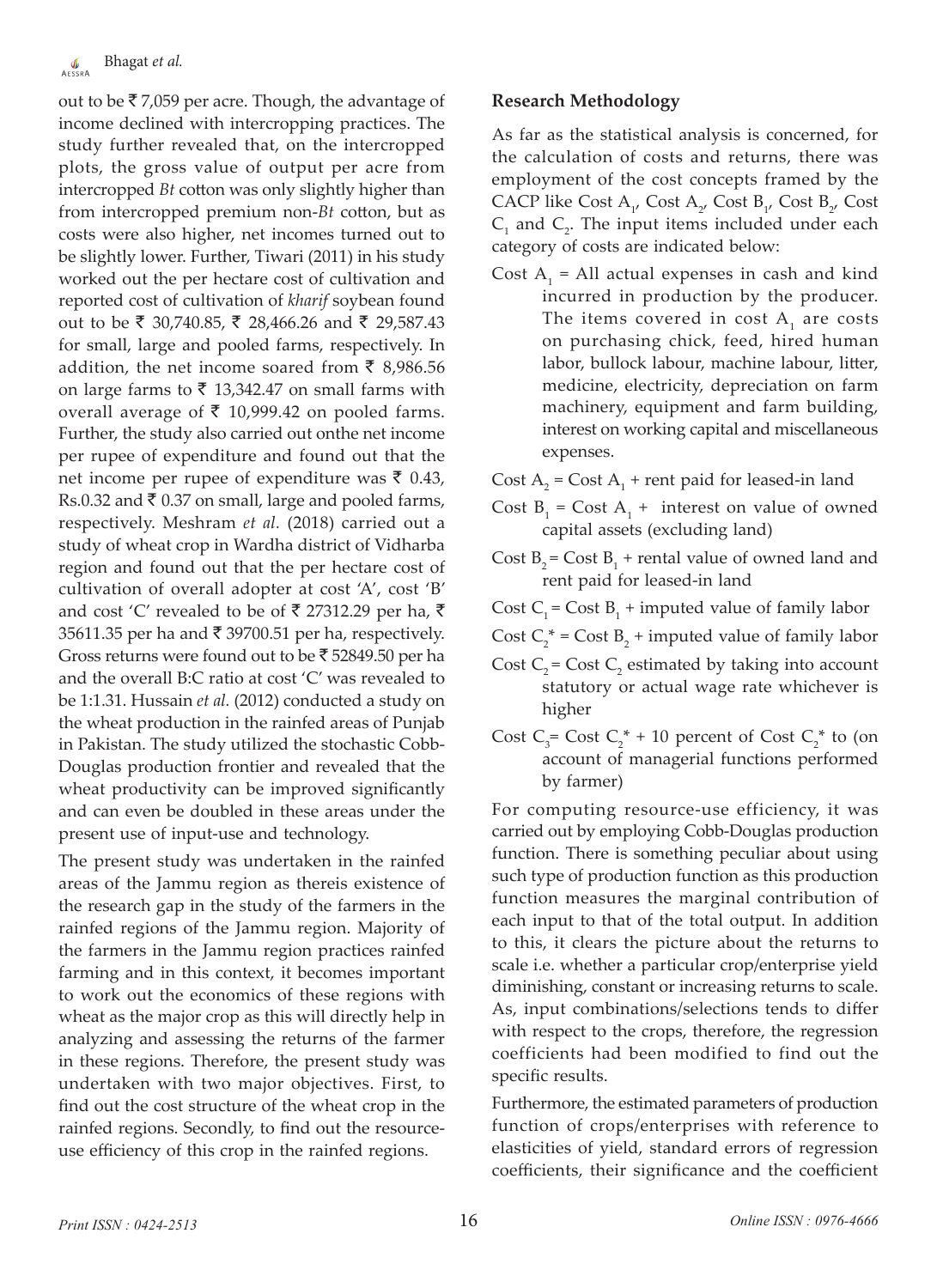out to be ₹ 7,059 per acre. Though, the advantage of income declined with intercropping practices. The study further revealed that, on the intercropped plots, the gross value of output per acre from intercropped *Bt* cotton was only slightly higher than from intercropped premium non-*Bt* cotton, but as costs were also higher, net incomes turned out to be slightly lower. Further, Tiwari (2011) in his study worked out the per hectare cost of cultivation and reported cost of cultivation of *kharif* soybean found out to be ₹ 30,740.85, ₹ 28,466.26 and ₹ 29,587.43 for small, large and pooled farms, respectively. In addition, the net income soared from ₹ 8,986.56 on large farms to ₹ 13,342.47 on small farms with overall average of ₹ 10,999.42 on pooled farms. Further, the study also carried out onthe net income per rupee of expenditure and found out that the net income per rupee of expenditure was ₹ 0.43, Rs.0.32 and ₹ 0.37 on small, large and pooled farms, respectively. Meshram *et al.* (2018) carried out a study of wheat crop in Wardha district of Vidharba region and found out that the per hectare cost of cultivation of overall adopter at cost 'A', cost 'B' and cost 'C' revealed to be of ₹ 27312.29 per ha, ₹ 35611.35 per ha and ₹ 39700.51 per ha, respectively. Gross returns were found out to be ₹ 52849.50 per ha and the overall B:C ratio at cost 'C' was revealed to be 1:1.31. Hussain *et al.* (2012) conducted a study on the wheat production in the rainfed areas of Punjab in Pakistan. The study utilized the stochastic Cobb-Douglas production frontier and revealed that the wheat productivity can be improved significantly and can even be doubled in these areas under the present use of input-use and technology.

The present study was undertaken in the rainfed areas of the Jammu region as thereis existence of the research gap in the study of the farmers in the rainfed regions of the Jammu region. Majority of the farmers in the Jammu region practices rainfed farming and in this context, it becomes important to work out the economics of these regions with wheat as the major crop as this will directly help in analyzing and assessing the returns of the farmer in these regions. Therefore, the present study was undertaken with two major objectives. First, to find out the cost structure of the wheat crop in the rainfed regions. Secondly, to find out the resource-use efficiency of this crop in the rainfed regions.

## Research Methodology

As far as the statistical analysis is concerned, for the calculation of costs and returns, there was employment of the cost concepts framed by the CACP like Cost $A_1$, Cost $A_2$, Cost $B_1$, Cost $B_2$, Cost $C_1$ and $C_2$. The input items included under each category of costs are indicated below:

Cost $A_1$ = All actual expenses in cash and kind incurred in production by the producer. The items covered in cost $A_1$ are costs on purchasing chick, feed, hired human labor, bullock labour, machine labour, litter, medicine, electricity, depreciation on farm machinery, equipment and farm building, interest on working capital and miscellaneous expenses.

Cost $A_2$ = Cost $A_1$ + rent paid for leased-in land

Cost $B_1$ = Cost $A_1$ + interest on value of owned capital assets (excluding land)

Cost $B_2$ = Cost $B_1$ + rental value of owned land and rent paid for leased-in land

Cost $C_1$ = Cost $B_1$ + imputed value of family labor

Cost $C_2^*$ = Cost $B_2$ + imputed value of family labor

Cost $C_2$ = Cost $C_2$ estimated by taking into account statutory or actual wage rate whichever is higher

Cost $C_3$ = Cost $C_2^*$ + 10 percent of Cost $C_2^*$ to (on account of managerial functions performed by farmer)

For computing resource-use efficiency, it was carried out by employing Cobb-Douglas production function. There is something peculiar about using such type of production function as this production function measures the marginal contribution of each input to that of the total output. In addition to this, it clears the picture about the returns to scale i.e. whether a particular crop/enterprise yield diminishing, constant or increasing returns to scale. As, input combinations/selections tends to differ with respect to the crops, therefore, the regression coefficients had been modified to find out the specific results.

Furthermore, the estimated parameters of production function of crops/enterprises with reference to elasticities of yield, standard errors of regression coefficients, their significance and the coefficient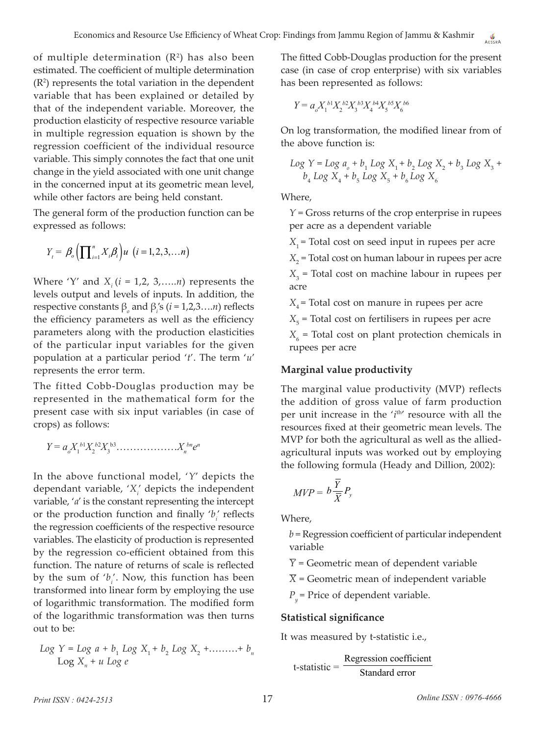of multiple determination ($R^2$) has also been estimated. The coefficient of multiple determination ($R^2$) represents the total variation in the dependent variable that has been explained or detailed by that of the independent variable. Moreover, the production elasticity of respective resource variable in multiple regression equation is shown by the regression coefficient of the individual resource variable. This simply connotes the fact that one unit change in the yield associated with one unit change in the concerned input at its geometric mean level, while other factors are being held constant.

The general form of the production function can be expressed as follows:

$$Y_t = \beta_o \left( \prod_{i=1}^{n} X_i \beta_i \right) u \ \ (i = 1, 2, 3, \ldots n)$$

Where 'Y' and $X_i$ ($i$ = 1,2, 3,.....$n$) represents the levels output and levels of inputs. In addition, the respective constants $\beta_o$ and $\beta_i$'s ($i$ = 1,2,3....$n$) reflects the efficiency parameters as well as the efficiency parameters along with the production elasticities of the particular input variables for the given population at a particular period '$t$'. The term '$u$' represents the error term.

The fitted Cobb-Douglas production may be represented in the mathematical form for the present case with six input variables (in case of crops) as follows:

$$Y = a_o X_1^{b1} X_2^{b2} X_3^{b3} \ldots\ldots\ldots\ldots\ldots\ldots X_n^{bn} e^n$$

In the above functional model, '$Y$' depicts the dependant variable, '$X_i$' depicts the independent variable, '$a$' is the constant representing the intercept or the production function and finally '$b_i$' reflects the regression coefficients of the respective resource variables. The elasticity of production is represented by the regression co-efficient obtained from this function. The nature of returns of scale is reflected by the sum of '$b_i$'. Now, this function has been transformed into linear form by employing the use of logarithmic transformation. The modified form of the logarithmic transformation was then turns out to be:

$$Log\ Y = Log\ a + b_1\ Log\ X_1 + b_2\ Log\ X_2 + \ldots\ldots\ldots + b_n\ Log\ X_n + u\ Log\ e$$

The fitted Cobb-Douglas production for the present case (in case of crop enterprise) with six variables has been represented as follows:

$$Y = a_o X_1^{b1} X_2^{b2} X_3^{b3} X_4^{b4} X_5^{b5} X_6^{b6}$$

On log transformation, the modified linear from of the above function is:

$$Log\ Y = Log\ a_o + b_1\ Log\ X_1 + b_2\ Log\ X_2 + b_3\ Log\ X_3 + b_4\ Log\ X_4 + b_5\ Log\ X_5 + b_6\ Log\ X_6$$

Where,

- $Y$ = Gross returns of the crop enterprise in rupees per acre as a dependent variable
- $X_1$ = Total cost on seed input in rupees per acre
- $X_2$ = Total cost on human labour in rupees per acre
- $X_3$ = Total cost on machine labour in rupees per acre
- $X_4$ = Total cost on manure in rupees per acre
- $X_5$ = Total cost on fertilisers in rupees per acre
- $X_6$ = Total cost on plant protection chemicals in rupees per acre

### Marginal value productivity

The marginal value productivity (MVP) reflects the addition of gross value of farm production per unit increase in the '$i^{th}$' resource with all the resources fixed at their geometric mean levels. The MVP for both the agricultural as well as the allied-agricultural inputs was worked out by employing the following formula (Heady and Dillion, 2002):

$$MVP = b \frac{\overline{Y}}{\overline{X}} P_y$$

Where,

- $b$ = Regression coefficient of particular independent variable
- $\overline{Y}$ = Geometric mean of dependent variable
- $\overline{X}$ = Geometric mean of independent variable
- $P_y$ = Price of dependent variable.

### Statistical significance

It was measured by t-statistic i.e.,

$$\text{t-statistic} = \frac{\text{Regression coefficient}}{\text{Standard error}}$$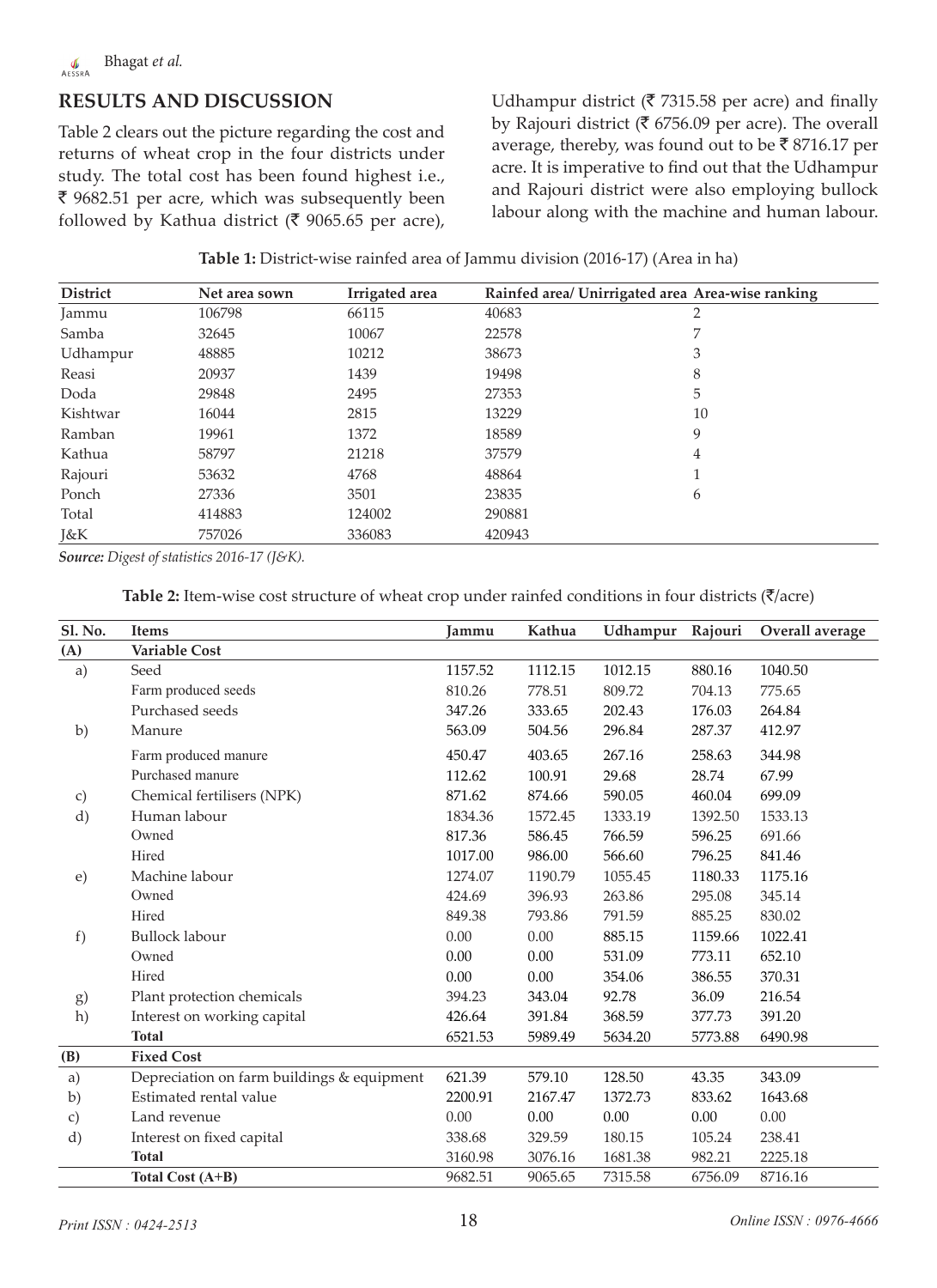## RESULTS AND DISCUSSION

Table 2 clears out the picture regarding the cost and returns of wheat crop in the four districts under study. The total cost has been found highest i.e., ₹ 9682.51 per acre, which was subsequently been followed by Kathua district (₹ 9065.65 per acre), Udhampur district (₹ 7315.58 per acre) and finally by Rajouri district (₹ 6756.09 per acre). The overall average, thereby, was found out to be ₹ 8716.17 per acre. It is imperative to find out that the Udhampur and Rajouri district were also employing bullock labour along with the machine and human labour.

**Table 1:** District-wise rainfed area of Jammu division (2016-17) (Area in ha)

| District | Net area sown | Irrigated area | Rainfed area/ Unirrigated area | Area-wise ranking |
|---|---|---|---|---|
| Jammu | 106798 | 66115 | 40683 | 2 |
| Samba | 32645 | 10067 | 22578 | 7 |
| Udhampur | 48885 | 10212 | 38673 | 3 |
| Reasi | 20937 | 1439 | 19498 | 8 |
| Doda | 29848 | 2495 | 27353 | 5 |
| Kishtwar | 16044 | 2815 | 13229 | 10 |
| Ramban | 19961 | 1372 | 18589 | 9 |
| Kathua | 58797 | 21218 | 37579 | 4 |
| Rajouri | 53632 | 4768 | 48864 | 1 |
| Ponch | 27336 | 3501 | 23835 | 6 |
| Total | 414883 | 124002 | 290881 | |
| J&K | 757026 | 336083 | 420943 | |

***Source:*** *Digest of statistics 2016-17 (J&K).*

**Table 2:** Item-wise cost structure of wheat crop under rainfed conditions in four districts (₹/acre)

| Sl. No. | Items | Jammu | Kathua | Udhampur | Rajouri | Overall average |
|---|---|---|---|---|---|---|
| **(A)** | **Variable Cost** | | | | | |
| a) | Seed | 1157.52 | 1112.15 | 1012.15 | 880.16 | 1040.50 |
| | Farm produced seeds | 810.26 | 778.51 | 809.72 | 704.13 | 775.65 |
| | Purchased seeds | 347.26 | 333.65 | 202.43 | 176.03 | 264.84 |
| b) | Manure | 563.09 | 504.56 | 296.84 | 287.37 | 412.97 |
| | Farm produced manure | 450.47 | 403.65 | 267.16 | 258.63 | 344.98 |
| | Purchased manure | 112.62 | 100.91 | 29.68 | 28.74 | 67.99 |
| c) | Chemical fertilisers (NPK) | 871.62 | 874.66 | 590.05 | 460.04 | 699.09 |
| d) | Human labour | 1834.36 | 1572.45 | 1333.19 | 1392.50 | 1533.13 |
| | Owned | 817.36 | 586.45 | 766.59 | 596.25 | 691.66 |
| | Hired | 1017.00 | 986.00 | 566.60 | 796.25 | 841.46 |
| e) | Machine labour | 1274.07 | 1190.79 | 1055.45 | 1180.33 | 1175.16 |
| | Owned | 424.69 | 396.93 | 263.86 | 295.08 | 345.14 |
| | Hired | 849.38 | 793.86 | 791.59 | 885.25 | 830.02 |
| f) | Bullock labour | 0.00 | 0.00 | 885.15 | 1159.66 | 1022.41 |
| | Owned | 0.00 | 0.00 | 531.09 | 773.11 | 652.10 |
| | Hired | 0.00 | 0.00 | 354.06 | 386.55 | 370.31 |
| g) | Plant protection chemicals | 394.23 | 343.04 | 92.78 | 36.09 | 216.54 |
| h) | Interest on working capital | 426.64 | 391.84 | 368.59 | 377.73 | 391.20 |
| | **Total** | 6521.53 | 5989.49 | 5634.20 | 5773.88 | 6490.98 |
| **(B)** | **Fixed Cost** | | | | | |
| a) | Depreciation on farm buildings & equipment | 621.39 | 579.10 | 128.50 | 43.35 | 343.09 |
| b) | Estimated rental value | 2200.91 | 2167.47 | 1372.73 | 833.62 | 1643.68 |
| c) | Land revenue | 0.00 | 0.00 | 0.00 | 0.00 | 0.00 |
| d) | Interest on fixed capital | 338.68 | 329.59 | 180.15 | 105.24 | 238.41 |
| | **Total** | 3160.98 | 3076.16 | 1681.38 | 982.21 | 2225.18 |
| | **Total Cost (A+B)** | 9682.51 | 9065.65 | 7315.58 | 6756.09 | 8716.16 |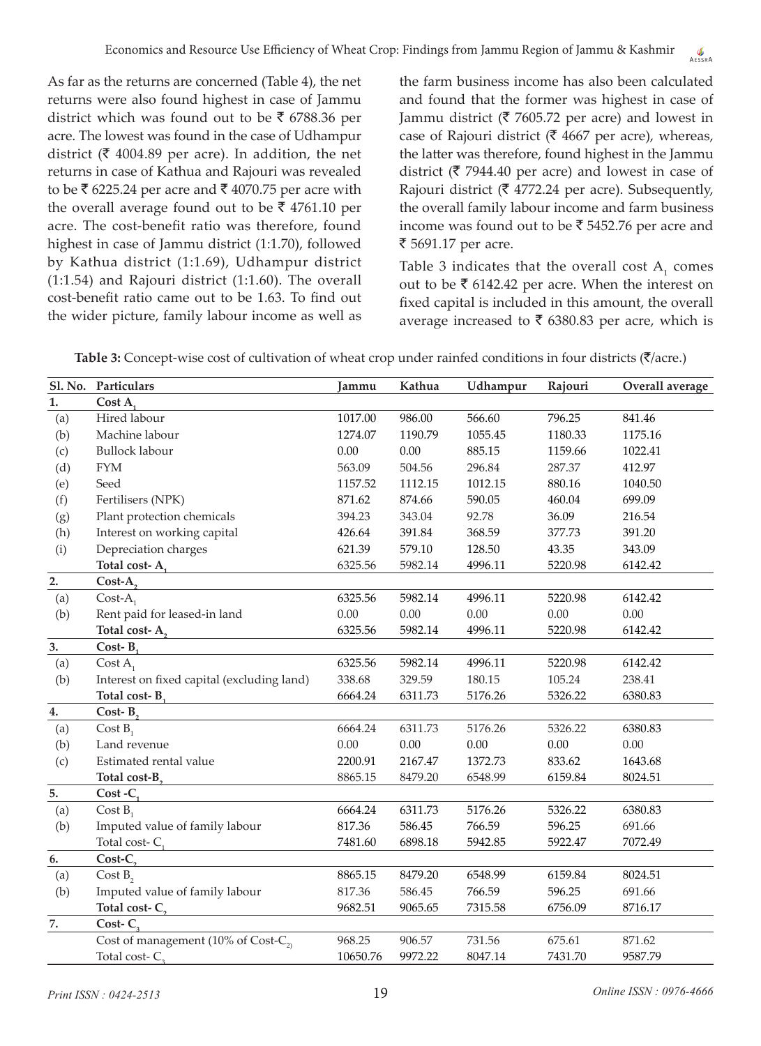As far as the returns are concerned (Table 4), the net returns were also found highest in case of Jammu district which was found out to be ₹ 6788.36 per acre. The lowest was found in the case of Udhampur district (₹ 4004.89 per acre). In addition, the net returns in case of Kathua and Rajouri was revealed to be ₹ 6225.24 per acre and ₹ 4070.75 per acre with the overall average found out to be ₹ 4761.10 per acre. The cost-benefit ratio was therefore, found highest in case of Jammu district (1:1.70), followed by Kathua district (1:1.69), Udhampur district (1:1.54) and Rajouri district (1:1.60). The overall cost-benefit ratio came out to be 1.63. To find out the wider picture, family labour income as well as the farm business income has also been calculated and found that the former was highest in case of Jammu district (₹ 7605.72 per acre) and lowest in case of Rajouri district (₹ 4667 per acre), whereas, the latter was therefore, found highest in the Jammu district (₹ 7944.40 per acre) and lowest in case of Rajouri district (₹ 4772.24 per acre). Subsequently, the overall family labour income and farm business income was found out to be ₹ 5452.76 per acre and ₹ 5691.17 per acre.

Table 3 indicates that the overall cost $A_1$ comes out to be ₹ 6142.42 per acre. When the interest on fixed capital is included in this amount, the overall average increased to ₹ 6380.83 per acre, which is

**Table 3:** Concept-wise cost of cultivation of wheat crop under rainfed conditions in four districts (₹/acre.)

| Sl. No. | Particulars | Jammu | Kathua | Udhampur | Rajouri | Overall average |
|---|---|---|---|---|---|---|
| **1.** | **Cost $A_1$** | | | | | |
| (a) | Hired labour | 1017.00 | 986.00 | 566.60 | 796.25 | 841.46 |
| (b) | Machine labour | 1274.07 | 1190.79 | 1055.45 | 1180.33 | 1175.16 |
| (c) | Bullock labour | 0.00 | 0.00 | 885.15 | 1159.66 | 1022.41 |
| (d) | FYM | 563.09 | 504.56 | 296.84 | 287.37 | 412.97 |
| (e) | Seed | 1157.52 | 1112.15 | 1012.15 | 880.16 | 1040.50 |
| (f) | Fertilisers (NPK) | 871.62 | 874.66 | 590.05 | 460.04 | 699.09 |
| (g) | Plant protection chemicals | 394.23 | 343.04 | 92.78 | 36.09 | 216.54 |
| (h) | Interest on working capital | 426.64 | 391.84 | 368.59 | 377.73 | 391.20 |
| (i) | Depreciation charges | 621.39 | 579.10 | 128.50 | 43.35 | 343.09 |
| | **Total cost- $A_1$** | 6325.56 | 5982.14 | 4996.11 | 5220.98 | 6142.42 |
| **2.** | **Cost-$A_2$** | | | | | |
| (a) | Cost-$A_1$ | 6325.56 | 5982.14 | 4996.11 | 5220.98 | 6142.42 |
| (b) | Rent paid for leased-in land | 0.00 | 0.00 | 0.00 | 0.00 | 0.00 |
| | **Total cost- $A_2$** | 6325.56 | 5982.14 | 4996.11 | 5220.98 | 6142.42 |
| **3.** | **Cost- $B_1$** | | | | | |
| (a) | Cost $A_1$ | 6325.56 | 5982.14 | 4996.11 | 5220.98 | 6142.42 |
| (b) | Interest on fixed capital (excluding land) | 338.68 | 329.59 | 180.15 | 105.24 | 238.41 |
| | **Total cost- $B_1$** | 6664.24 | 6311.73 | 5176.26 | 5326.22 | 6380.83 |
| **4.** | **Cost- $B_2$** | | | | | |
| (a) | Cost $B_1$ | 6664.24 | 6311.73 | 5176.26 | 5326.22 | 6380.83 |
| (b) | Land revenue | 0.00 | 0.00 | 0.00 | 0.00 | 0.00 |
| (c) | Estimated rental value | 2200.91 | 2167.47 | 1372.73 | 833.62 | 1643.68 |
| | **Total cost-$B_2$** | 8865.15 | 8479.20 | 6548.99 | 6159.84 | 8024.51 |
| **5.** | **Cost -$C_1$** | | | | | |
| (a) | Cost $B_1$ | 6664.24 | 6311.73 | 5176.26 | 5326.22 | 6380.83 |
| (b) | Imputed value of family labour | 817.36 | 586.45 | 766.59 | 596.25 | 691.66 |
| | Total cost- $C_1$ | 7481.60 | 6898.18 | 5942.85 | 5922.47 | 7072.49 |
| **6.** | **Cost-$C_2$** | | | | | |
| (a) | Cost $B_2$ | 8865.15 | 8479.20 | 6548.99 | 6159.84 | 8024.51 |
| (b) | Imputed value of family labour | 817.36 | 586.45 | 766.59 | 596.25 | 691.66 |
| | **Total cost- $C_2$** | 9682.51 | 9065.65 | 7315.58 | 6756.09 | 8716.17 |
| **7.** | **Cost- $C_3$** | | | | | |
| | Cost of management (10% of Cost-$C_2$) | 968.25 | 906.57 | 731.56 | 675.61 | 871.62 |
| | Total cost- $C_3$ | 10650.76 | 9972.22 | 8047.14 | 7431.70 | 9587.79 |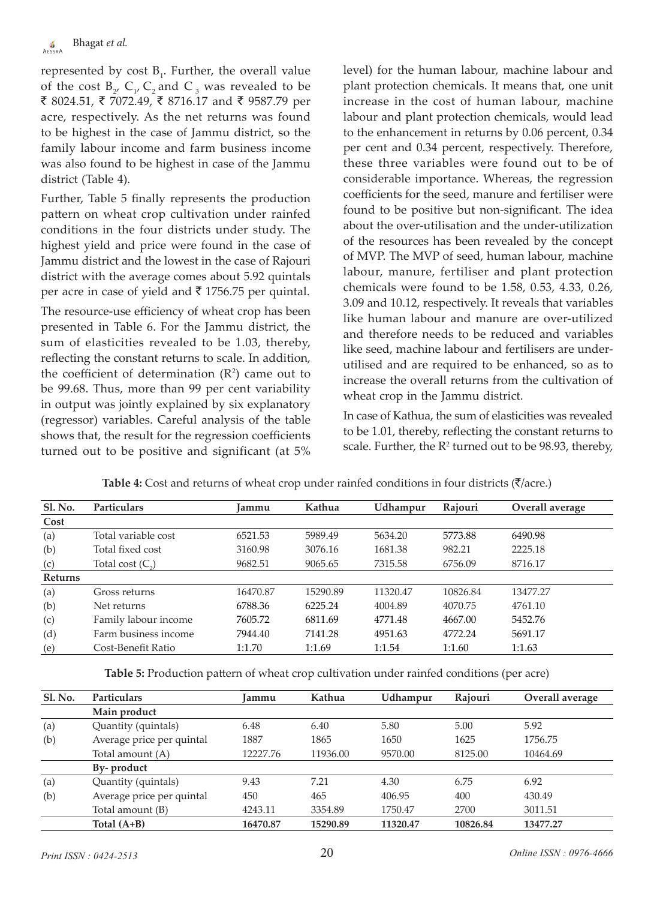represented by cost $B_1$. Further, the overall value of the cost $B_2$, $C_1$, $C_2$ and $C_3$ was revealed to be ₹ 8024.51, ₹ 7072.49, ₹ 8716.17 and ₹ 9587.79 per acre, respectively. As the net returns was found to be highest in the case of Jammu district, so the family labour income and farm business income was also found to be highest in case of the Jammu district (Table 4).

Further, Table 5 finally represents the production pattern on wheat crop cultivation under rainfed conditions in the four districts under study. The highest yield and price were found in the case of Jammu district and the lowest in the case of Rajouri district with the average comes about 5.92 quintals per acre in case of yield and ₹ 1756.75 per quintal.

The resource-use efficiency of wheat crop has been presented in Table 6. For the Jammu district, the sum of elasticities revealed to be 1.03, thereby, reflecting the constant returns to scale. In addition, the coefficient of determination ($R^2$) came out to be 99.68. Thus, more than 99 per cent variability in output was jointly explained by six explanatory (regressor) variables. Careful analysis of the table shows that, the result for the regression coefficients turned out to be positive and significant (at 5% level) for the human labour, machine labour and plant protection chemicals. It means that, one unit increase in the cost of human labour, machine labour and plant protection chemicals, would lead to the enhancement in returns by 0.06 percent, 0.34 per cent and 0.34 percent, respectively. Therefore, these three variables were found out to be of considerable importance. Whereas, the regression coefficients for the seed, manure and fertiliser were found to be positive but non-significant. The idea about the over-utilisation and the under-utilization of the resources has been revealed by the concept of MVP. The MVP of seed, human labour, machine labour, manure, fertiliser and plant protection chemicals were found to be 1.58, 0.53, 4.33, 0.26, 3.09 and 10.12, respectively. It reveals that variables like human labour and manure are over-utilized and therefore needs to be reduced and variables like seed, machine labour and fertilisers are under-utilised and are required to be enhanced, so as to increase the overall returns from the cultivation of wheat crop in the Jammu district.

In case of Kathua, the sum of elasticities was revealed to be 1.01, thereby, reflecting the constant returns to scale. Further, the $R^2$ turned out to be 98.93, thereby,

**Table 4:** Cost and returns of wheat crop under rainfed conditions in four districts (₹/acre.)

| Sl. No. | Particulars | Jammu | Kathua | Udhampur | Rajouri | Overall average |
|---|---|---|---|---|---|---|
| **Cost** | | | | | | |
| (a) | Total variable cost | 6521.53 | 5989.49 | 5634.20 | 5773.88 | 6490.98 |
| (b) | Total fixed cost | 3160.98 | 3076.16 | 1681.38 | 982.21 | 2225.18 |
| (c) | Total cost ($C_2$) | 9682.51 | 9065.65 | 7315.58 | 6756.09 | 8716.17 |
| **Returns** | | | | | | |
| (a) | Gross returns | 16470.87 | 15290.89 | 11320.47 | 10826.84 | 13477.27 |
| (b) | Net returns | 6788.36 | 6225.24 | 4004.89 | 4070.75 | 4761.10 |
| (c) | Family labour income | 7605.72 | 6811.69 | 4771.48 | 4667.00 | 5452.76 |
| (d) | Farm business income | 7944.40 | 7141.28 | 4951.63 | 4772.24 | 5691.17 |
| (e) | Cost-Benefit Ratio | 1:1.70 | 1:1.69 | 1:1.54 | 1:1.60 | 1:1.63 |

**Table 5:** Production pattern of wheat crop cultivation under rainfed conditions (per acre)

| Sl. No. | Particulars | Jammu | Kathua | Udhampur | Rajouri | Overall average |
|---|---|---|---|---|---|---|
| | **Main product** | | | | | |
| (a) | Quantity (quintals) | 6.48 | 6.40 | 5.80 | 5.00 | 5.92 |
| (b) | Average price per quintal | 1887 | 1865 | 1650 | 1625 | 1756.75 |
| | Total amount (A) | 12227.76 | 11936.00 | 9570.00 | 8125.00 | 10464.69 |
| | **By- product** | | | | | |
| (a) | Quantity (quintals) | 9.43 | 7.21 | 4.30 | 6.75 | 6.92 |
| (b) | Average price per quintal | 450 | 465 | 406.95 | 400 | 430.49 |
| | Total amount (B) | 4243.11 | 3354.89 | 1750.47 | 2700 | 3011.51 |
| | **Total (A+B)** | **16470.87** | **15290.89** | **11320.47** | **10826.84** | **13477.27** |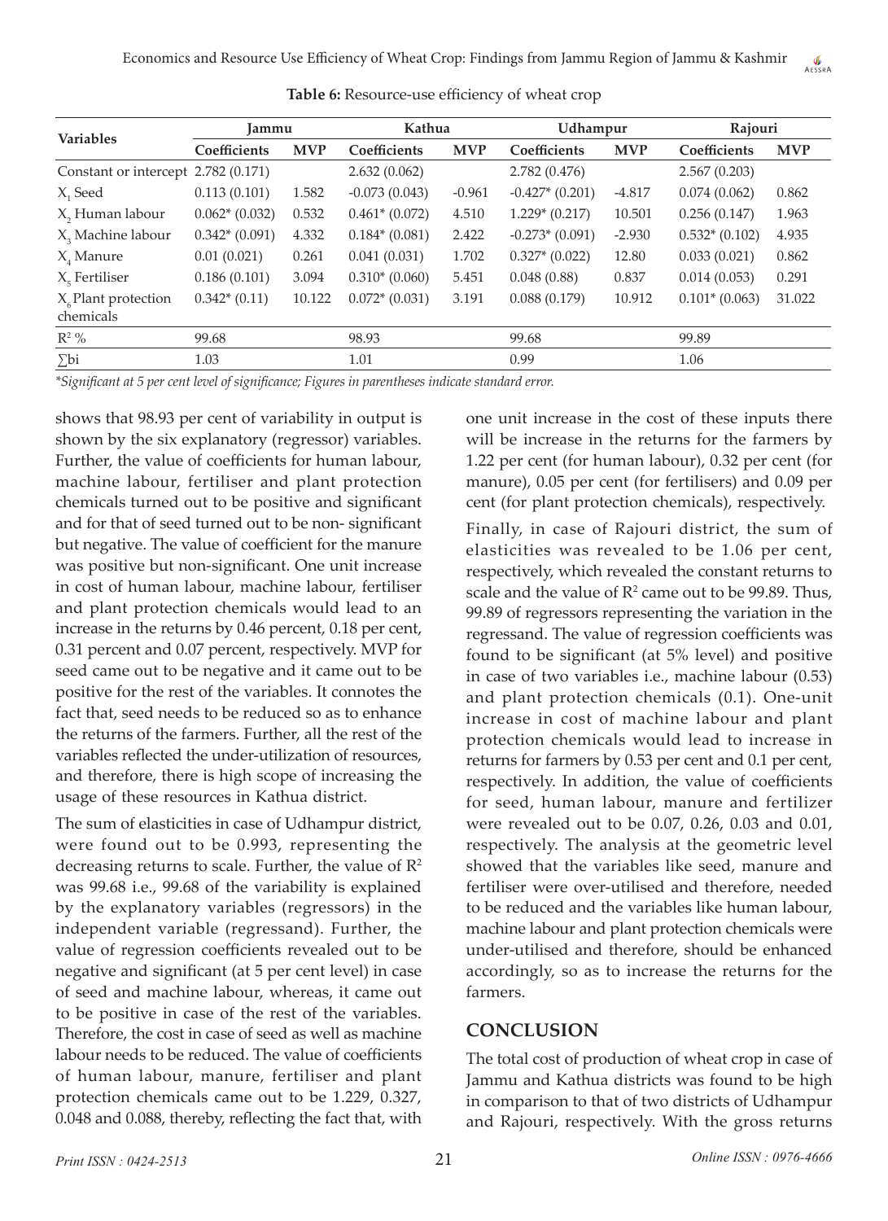**Table 6:** Resource-use efficiency of wheat crop

| Variables | Jammu | | Kathua | | Udhampur | | Rajouri | |
|---|---|---|---|---|---|---|---|---|
| | Coefficients | MVP | Coefficients | MVP | Coefficients | MVP | Coefficients | MVP |
| Constant or intercept | 2.782 (0.171) | | 2.632 (0.062) | | 2.782 (0.476) | | 2.567 (0.203) | |
| $X_1$ Seed | 0.113 (0.101) | 1.582 | -0.073 (0.043) | -0.961 | -0.427* (0.201) | -4.817 | 0.074 (0.062) | 0.862 |
| $X_2$ Human labour | 0.062* (0.032) | 0.532 | 0.461* (0.072) | 4.510 | 1.229* (0.217) | 10.501 | 0.256 (0.147) | 1.963 |
| $X_3$ Machine labour | 0.342* (0.091) | 4.332 | 0.184* (0.081) | 2.422 | -0.273* (0.091) | -2.930 | 0.532* (0.102) | 4.935 |
| $X_4$ Manure | 0.01 (0.021) | 0.261 | 0.041 (0.031) | 1.702 | 0.327* (0.022) | 12.80 | 0.033 (0.021) | 0.862 |
| $X_5$ Fertiliser | 0.186 (0.101) | 3.094 | 0.310* (0.060) | 5.451 | 0.048 (0.88) | 0.837 | 0.014 (0.053) | 0.291 |
| $X_6$ Plant protection chemicals | 0.342* (0.11) | 10.122 | 0.072* (0.031) | 3.191 | 0.088 (0.179) | 10.912 | 0.101* (0.063) | 31.022 |
| $R^2$ % | 99.68 | | 98.93 | | 99.68 | | 99.89 | |
| ∑bi | 1.03 | | 1.01 | | 0.99 | | 1.06 | |

*\*Significant at 5 per cent level of significance; Figures in parentheses indicate standard error.*

shows that 98.93 per cent of variability in output is shown by the six explanatory (regressor) variables. Further, the value of coefficients for human labour, machine labour, fertiliser and plant protection chemicals turned out to be positive and significant and for that of seed turned out to be non- significant but negative. The value of coefficient for the manure was positive but non-significant. One unit increase in cost of human labour, machine labour, fertiliser and plant protection chemicals would lead to an increase in the returns by 0.46 percent, 0.18 per cent, 0.31 percent and 0.07 percent, respectively. MVP for seed came out to be negative and it came out to be positive for the rest of the variables. It connotes the fact that, seed needs to be reduced so as to enhance the returns of the farmers. Further, all the rest of the variables reflected the under-utilization of resources, and therefore, there is high scope of increasing the usage of these resources in Kathua district.

The sum of elasticities in case of Udhampur district, were found out to be 0.993, representing the decreasing returns to scale. Further, the value of $R^2$ was 99.68 i.e., 99.68 of the variability is explained by the explanatory variables (regressors) in the independent variable (regressand). Further, the value of regression coefficients revealed out to be negative and significant (at 5 per cent level) in case of seed and machine labour, whereas, it came out to be positive in case of the rest of the variables. Therefore, the cost in case of seed as well as machine labour needs to be reduced. The value of coefficients of human labour, manure, fertiliser and plant protection chemicals came out to be 1.229, 0.327, 0.048 and 0.088, thereby, reflecting the fact that, with one unit increase in the cost of these inputs there will be increase in the returns for the farmers by 1.22 per cent (for human labour), 0.32 per cent (for manure), 0.05 per cent (for fertilisers) and 0.09 per cent (for plant protection chemicals), respectively.

Finally, in case of Rajouri district, the sum of elasticities was revealed to be 1.06 per cent, respectively, which revealed the constant returns to scale and the value of $R^2$ came out to be 99.89. Thus, 99.89 of regressors representing the variation in the regressand. The value of regression coefficients was found to be significant (at 5% level) and positive in case of two variables i.e., machine labour (0.53) and plant protection chemicals (0.1). One-unit increase in cost of machine labour and plant protection chemicals would lead to increase in returns for farmers by 0.53 per cent and 0.1 per cent, respectively. In addition, the value of coefficients for seed, human labour, manure and fertilizer were revealed out to be 0.07, 0.26, 0.03 and 0.01, respectively. The analysis at the geometric level showed that the variables like seed, manure and fertiliser were over-utilised and therefore, needed to be reduced and the variables like human labour, machine labour and plant protection chemicals were under-utilised and therefore, should be enhanced accordingly, so as to increase the returns for the farmers.

## CONCLUSION

The total cost of production of wheat crop in case of Jammu and Kathua districts was found to be high in comparison to that of two districts of Udhampur and Rajouri, respectively. With the gross returns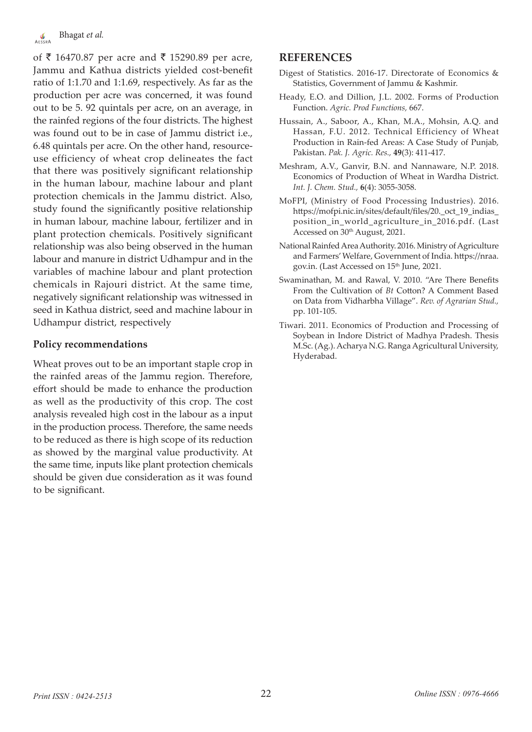of ₹ 16470.87 per acre and ₹ 15290.89 per acre, Jammu and Kathua districts yielded cost-benefit ratio of 1:1.70 and 1:1.69, respectively. As far as the production per acre was concerned, it was found out to be 5. 92 quintals per acre, on an average, in the rainfed regions of the four districts. The highest was found out to be in case of Jammu district i.e., 6.48 quintals per acre. On the other hand, resource-use efficiency of wheat crop delineates the fact that there was positively significant relationship in the human labour, machine labour and plant protection chemicals in the Jammu district. Also, study found the significantly positive relationship in human labour, machine labour, fertilizer and in plant protection chemicals. Positively significant relationship was also being observed in the human labour and manure in district Udhampur and in the variables of machine labour and plant protection chemicals in Rajouri district. At the same time, negatively significant relationship was witnessed in seed in Kathua district, seed and machine labour in Udhampur district, respectively

### Policy recommendations

Wheat proves out to be an important staple crop in the rainfed areas of the Jammu region. Therefore, effort should be made to enhance the production as well as the productivity of this crop. The cost analysis revealed high cost in the labour as a input in the production process. Therefore, the same needs to be reduced as there is high scope of its reduction as showed by the marginal value productivity. At the same time, inputs like plant protection chemicals should be given due consideration as it was found to be significant.

## REFERENCES

Digest of Statistics. 2016-17. Directorate of Economics & Statistics, Government of Jammu & Kashmir.

Heady, E.O. and Dillion, J.L. 2002. Forms of Production Function. *Agric. Prod Functions,* 667.

Hussain, A., Saboor, A., Khan, M.A., Mohsin, A.Q. and Hassan, F.U. 2012. Technical Efficiency of Wheat Production in Rain-fed Areas: A Case Study of Punjab, Pakistan. *Pak. J. Agric. Res.,* **49**(3): 411-417.

Meshram, A.V., Ganvir, B.N. and Nannaware, N.P. 2018. Economics of Production of Wheat in Wardha District. *Int. J. Chem. Stud.,* **6**(4): 3055-3058.

MoFPI, (Ministry of Food Processing Industries). 2016. https://mofpi.nic.in/sites/default/files/20._oct_19_indias_position_in_world_agriculture_in_2016.pdf. (Last Accessed on 30th August, 2021.

National Rainfed Area Authority. 2016. Ministry of Agriculture and Farmers' Welfare, Government of India. https://nraa.gov.in. (Last Accessed on 15th June, 2021.

Swaminathan, M. and Rawal, V. 2010. "Are There Benefits From the Cultivation of *Bt* Cotton? A Comment Based on Data from Vidharbha Village". *Rev. of Agrarian Stud.,* pp. 101-105.

Tiwari. 2011. Economics of Production and Processing of Soybean in Indore District of Madhya Pradesh. Thesis M.Sc. (Ag.). Acharya N.G. Ranga Agricultural University, Hyderabad.